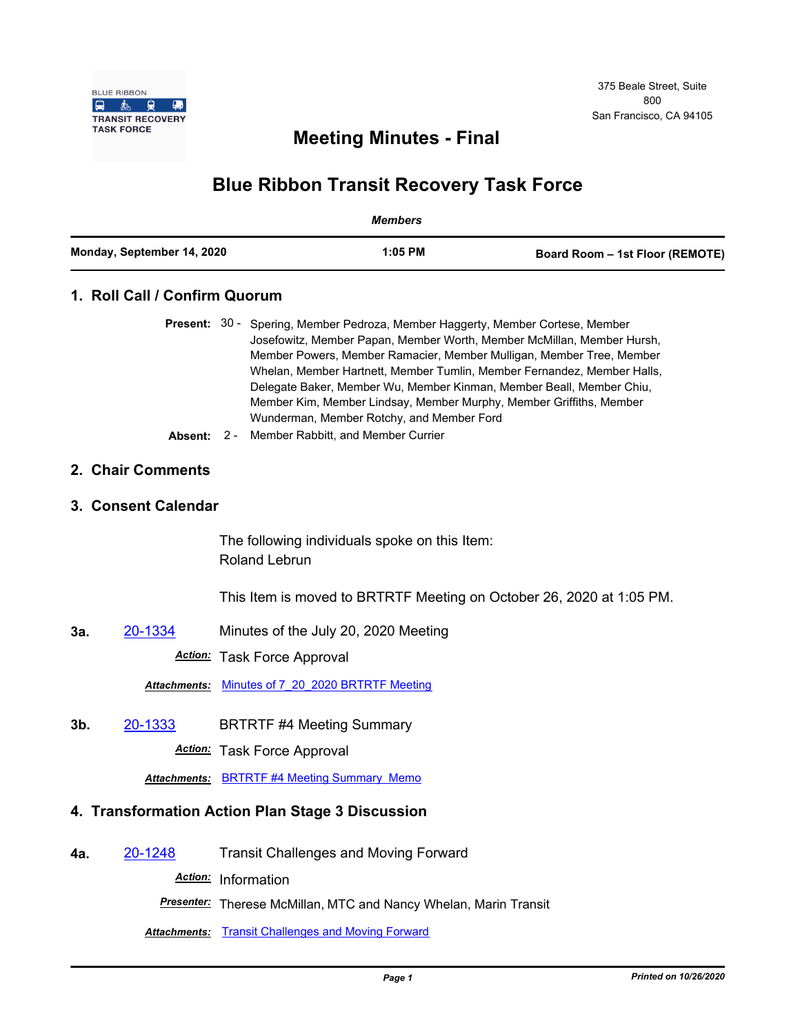BLUE RIBBON
TRANSIT RECOVERY
TASK FORCE

375 Beale Street, Suite 800
San Francisco, CA 94105

# Meeting Minutes - Final

# Blue Ribbon Transit Recovery Task Force

*Members*

**Monday, September 14, 2020** | **1:05 PM** | **Board Room – 1st Floor (REMOTE)**

## 1. Roll Call / Confirm Quorum

**Present:** 30 - Spering, Member Pedroza, Member Haggerty, Member Cortese, Member Josefowitz, Member Papan, Member Worth, Member McMillan, Member Hursh, Member Powers, Member Ramacier, Member Mulligan, Member Tree, Member Whelan, Member Hartnett, Member Tumlin, Member Fernandez, Member Halls, Delegate Baker, Member Wu, Member Kinman, Member Beall, Member Chiu, Member Kim, Member Lindsay, Member Murphy, Member Griffiths, Member Wunderman, Member Rotchy, and Member Ford

**Absent:** 2 - Member Rabbitt, and Member Currier

## 2. Chair Comments

## 3. Consent Calendar

The following individuals spoke on this Item:
Roland Lebrun

This Item is moved to BRTRTF Meeting on October 26, 2020 at 1:05 PM.

**3a.** 20-1334 Minutes of the July 20, 2020 Meeting

***Action:*** Task Force Approval

***Attachments:*** Minutes of 7_20_2020 BRTRTF Meeting

**3b.** 20-1333 BRTRTF #4 Meeting Summary

***Action:*** Task Force Approval

***Attachments:*** BRTRTF #4 Meeting Summary_Memo

## 4. Transformation Action Plan Stage 3 Discussion

**4a.** 20-1248 Transit Challenges and Moving Forward

***Action:*** Information

***Presenter:*** Therese McMillan, MTC and Nancy Whelan, Marin Transit

***Attachments:*** Transit Challenges and Moving Forward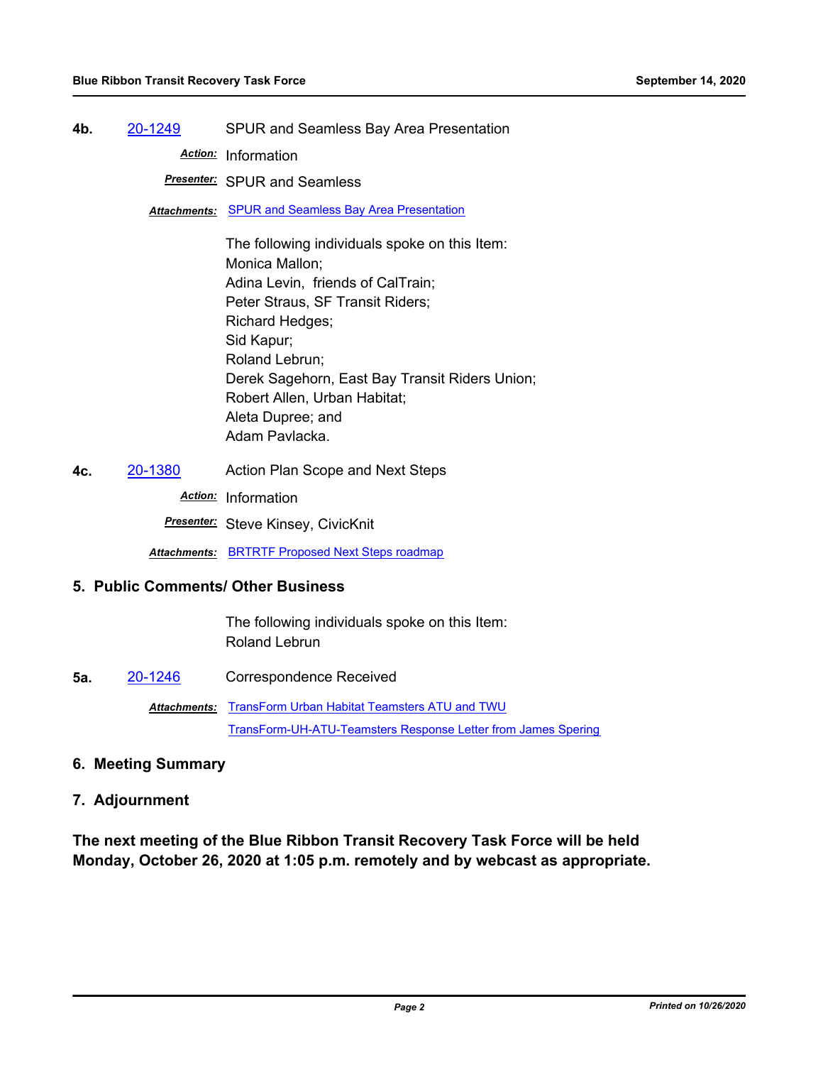**4b.** 20-1249 SPUR and Seamless Bay Area Presentation

*Action:* Information

*Presenter:* SPUR and Seamless

*Attachments:* SPUR and Seamless Bay Area Presentation

The following individuals spoke on this Item:
Monica Mallon;
Adina Levin, friends of CalTrain;
Peter Straus, SF Transit Riders;
Richard Hedges;
Sid Kapur;
Roland Lebrun;
Derek Sagehorn, East Bay Transit Riders Union;
Robert Allen, Urban Habitat;
Aleta Dupree; and
Adam Pavlacka.

**4c.** 20-1380 Action Plan Scope and Next Steps

*Action:* Information

*Presenter:* Steve Kinsey, CivicKnit

*Attachments:* BRTRTF Proposed Next Steps roadmap

## 5. Public Comments/ Other Business

The following individuals spoke on this Item:
Roland Lebrun

**5a.** 20-1246 Correspondence Received

*Attachments:* TransForm Urban Habitat Teamsters ATU and TWU
TransForm-UH-ATU-Teamsters Response Letter from James Spering

## 6. Meeting Summary

## 7. Adjournment

**The next meeting of the Blue Ribbon Transit Recovery Task Force will be held Monday, October 26, 2020 at 1:05 p.m. remotely and by webcast as appropriate.**